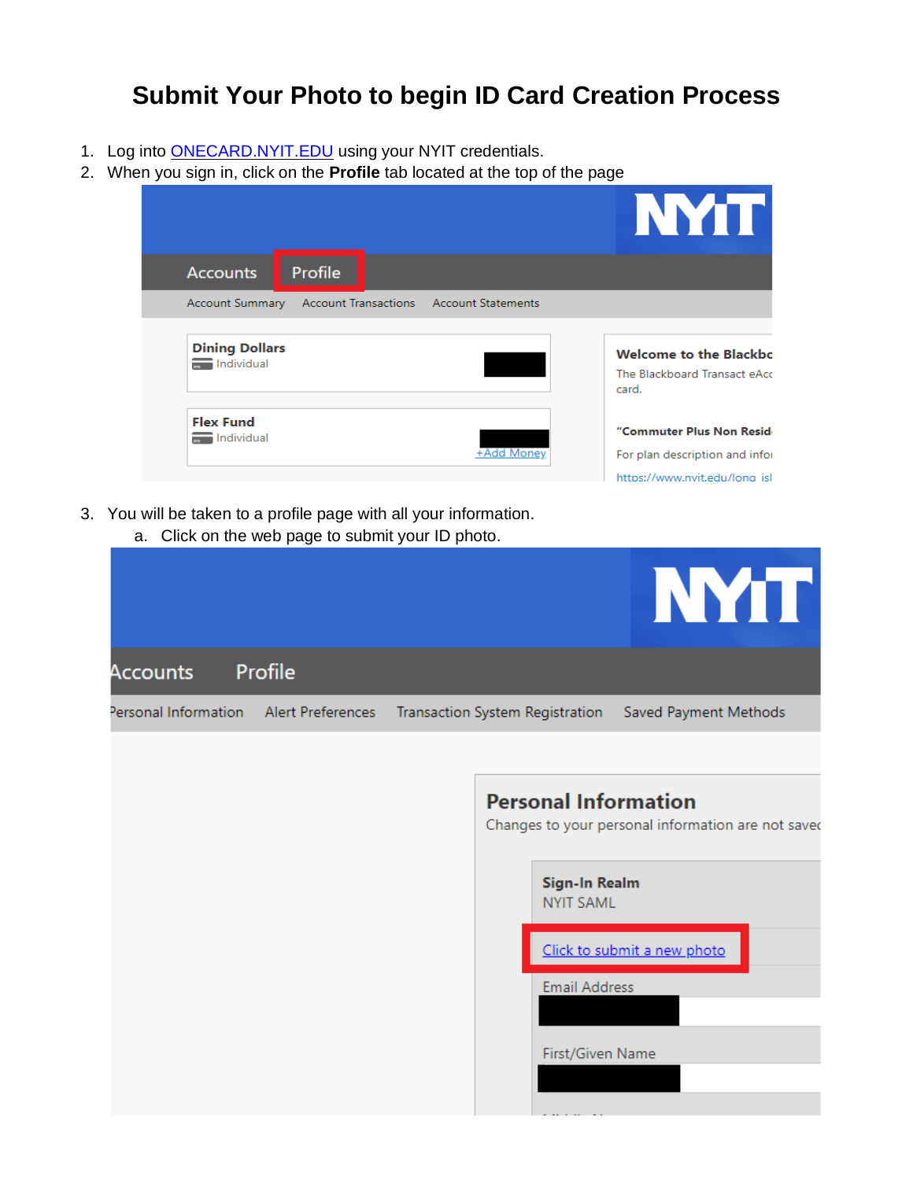# Submit Your Photo to begin ID Card Creation Process

1. Log into [ONECARD.NYIT.EDU](ONECARD.NYIT.EDU) using your NYIT credentials.
2. When you sign in, click on the **Profile** tab located at the top of the page
3. You will be taken to a profile page with all your information.
   a. Click on the web page to submit your ID photo.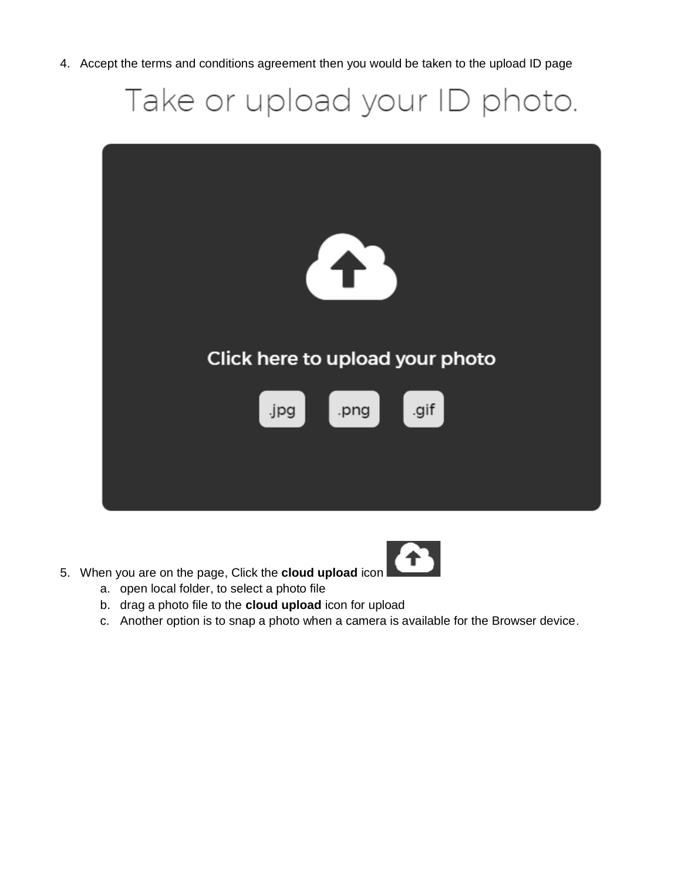4. Accept the terms and conditions agreement then you would be taken to the upload ID page

Take or upload your ID photo.

Click here to upload your photo

.jpg .png .gif

5. When you are on the page, Click the **cloud upload** icon
   a. open local folder, to select a photo file
   b. drag a photo file to the **cloud upload** icon for upload
   c. Another option is to snap a photo when a camera is available for the Browser device.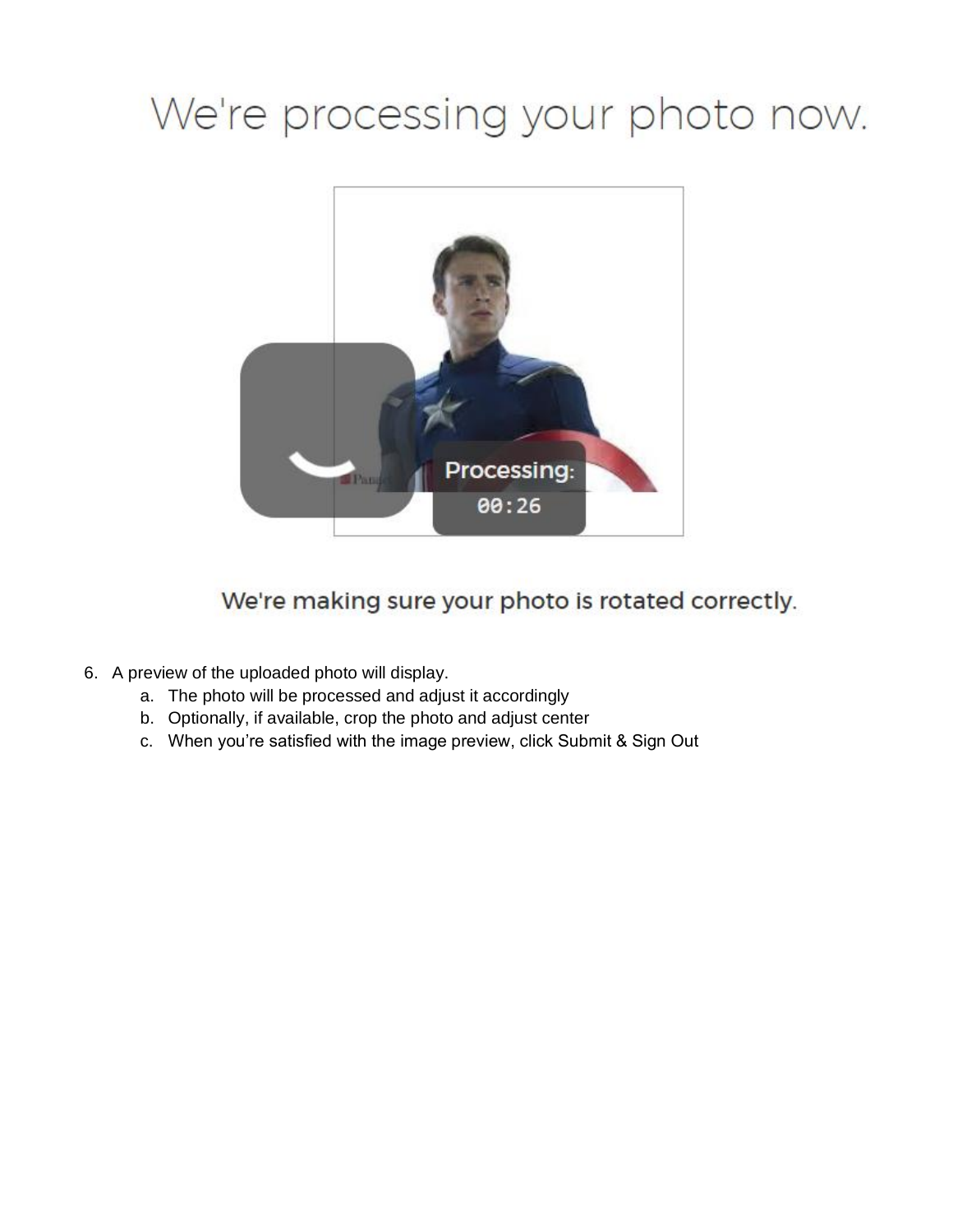# We're processing your photo now.

Processing:

00:26

We're making sure your photo is rotated correctly.

6. A preview of the uploaded photo will display.
   a. The photo will be processed and adjust it accordingly
   b. Optionally, if available, crop the photo and adjust center
   c. When you're satisfied with the image preview, click Submit & Sign Out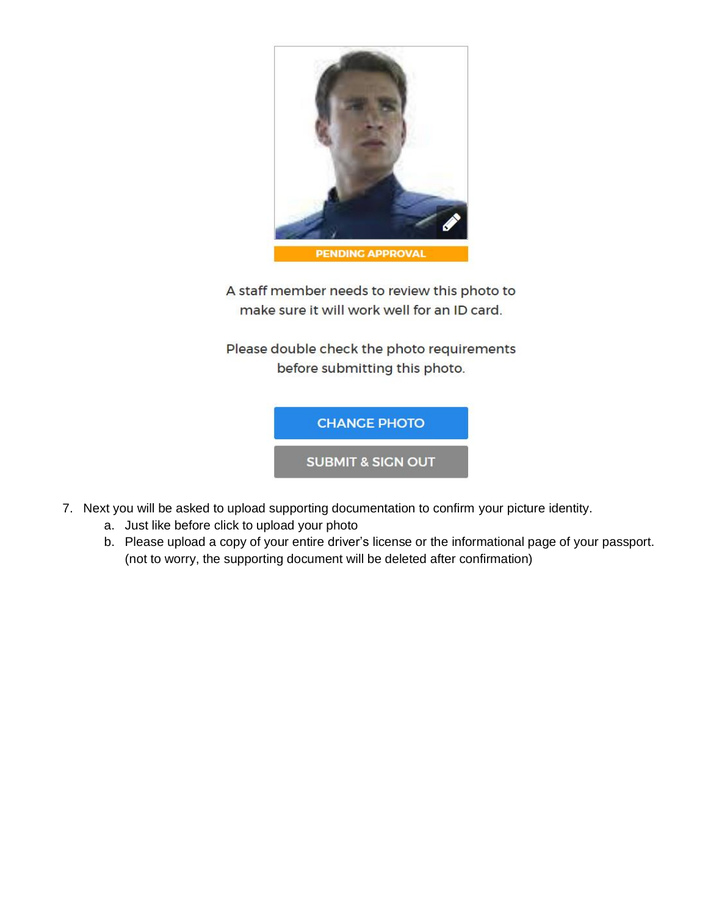PENDING APPROVAL

A staff member needs to review this photo to make sure it will work well for an ID card.

Please double check the photo requirements before submitting this photo.

CHANGE PHOTO

SUBMIT & SIGN OUT

7. Next you will be asked to upload supporting documentation to confirm your picture identity.
   a. Just like before click to upload your photo
   b. Please upload a copy of your entire driver's license or the informational page of your passport. (not to worry, the supporting document will be deleted after confirmation)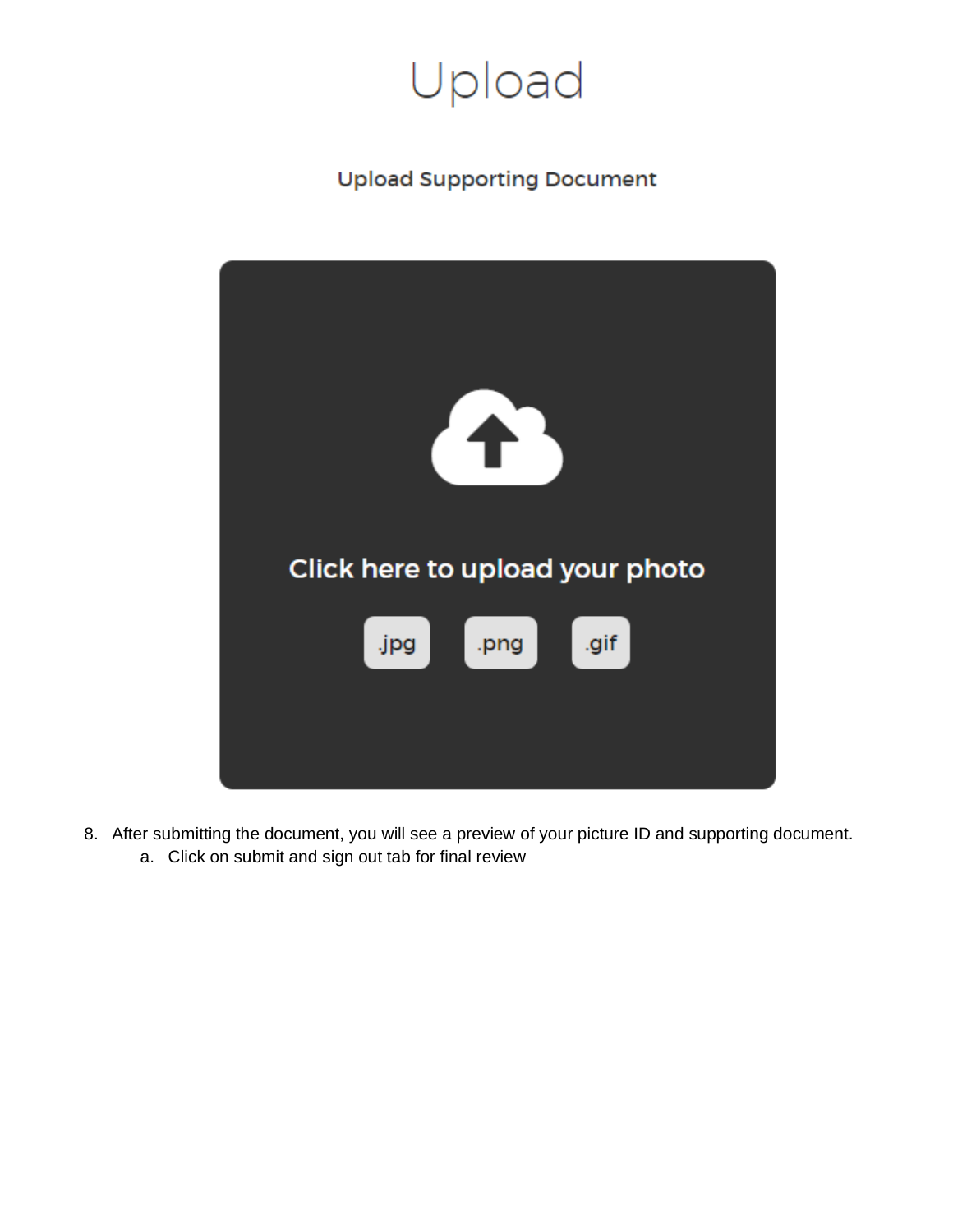# Upload

Upload Supporting Document

Click here to upload your photo

.jpg .png .gif

8. After submitting the document, you will see a preview of your picture ID and supporting document.
    a. Click on submit and sign out tab for final review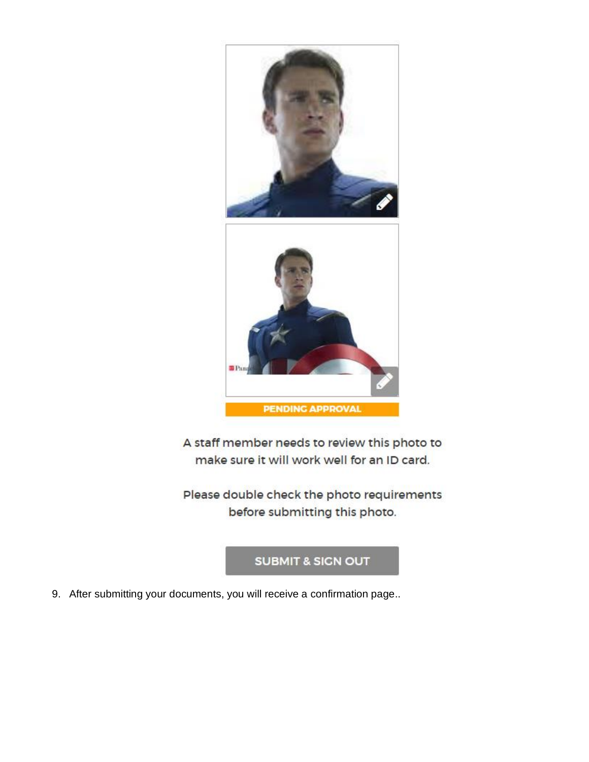PENDING APPROVAL

A staff member needs to review this photo to make sure it will work well for an ID card.

Please double check the photo requirements before submitting this photo.

SUBMIT & SIGN OUT

9. After submitting your documents, you will receive a confirmation page..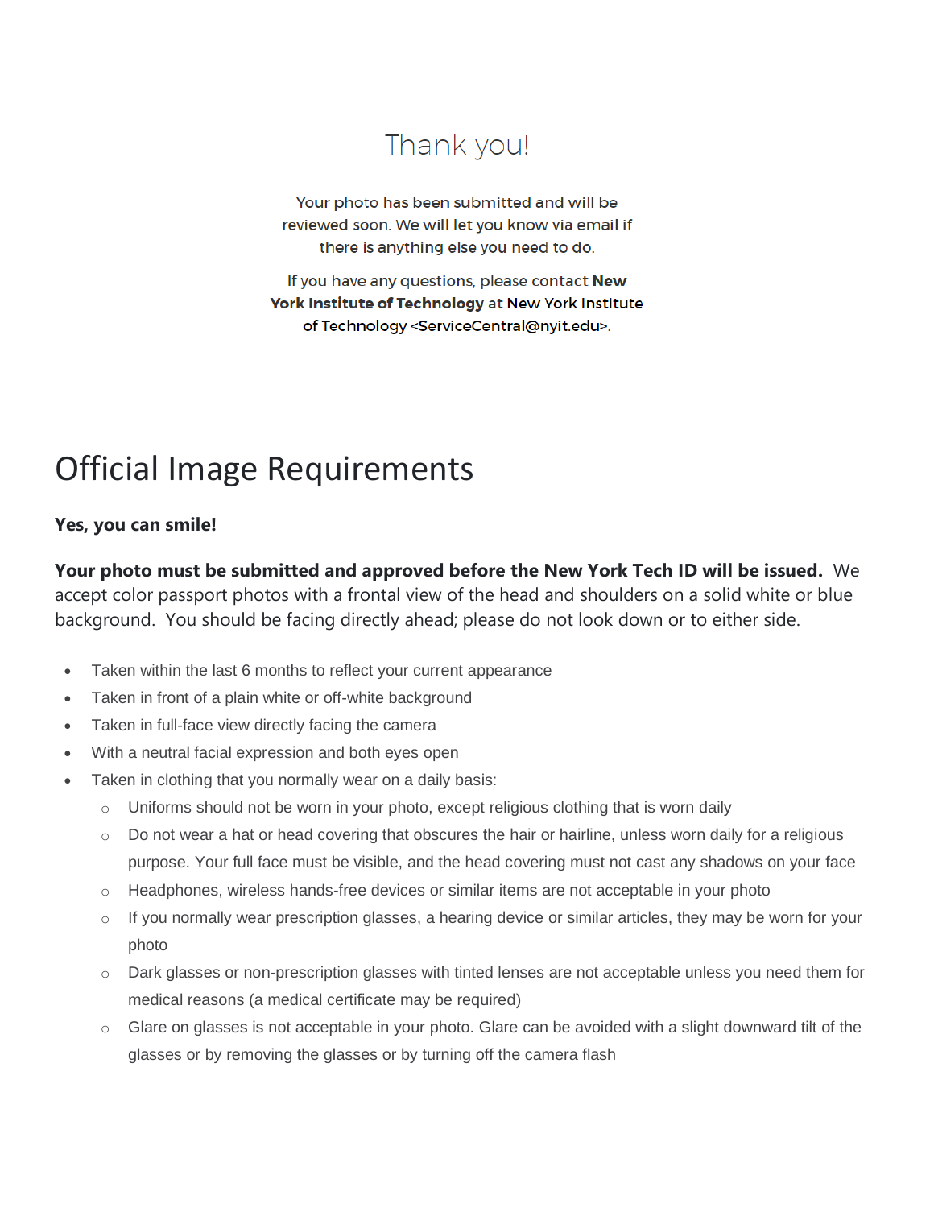## Thank you!

Your photo has been submitted and will be reviewed soon. We will let you know via email if there is anything else you need to do.

If you have any questions, please contact **New York Institute of Technology** at New York Institute of Technology <ServiceCentral@nyit.edu>.

# Official Image Requirements

**Yes, you can smile!**

**Your photo must be submitted and approved before the New York Tech ID will be issued.** We accept color passport photos with a frontal view of the head and shoulders on a solid white or blue background. You should be facing directly ahead; please do not look down or to either side.

- Taken within the last 6 months to reflect your current appearance
- Taken in front of a plain white or off-white background
- Taken in full-face view directly facing the camera
- With a neutral facial expression and both eyes open
- Taken in clothing that you normally wear on a daily basis:
  - Uniforms should not be worn in your photo, except religious clothing that is worn daily
  - Do not wear a hat or head covering that obscures the hair or hairline, unless worn daily for a religious purpose. Your full face must be visible, and the head covering must not cast any shadows on your face
  - Headphones, wireless hands-free devices or similar items are not acceptable in your photo
  - If you normally wear prescription glasses, a hearing device or similar articles, they may be worn for your photo
  - Dark glasses or non-prescription glasses with tinted lenses are not acceptable unless you need them for medical reasons (a medical certificate may be required)
  - Glare on glasses is not acceptable in your photo. Glare can be avoided with a slight downward tilt of the glasses or by removing the glasses or by turning off the camera flash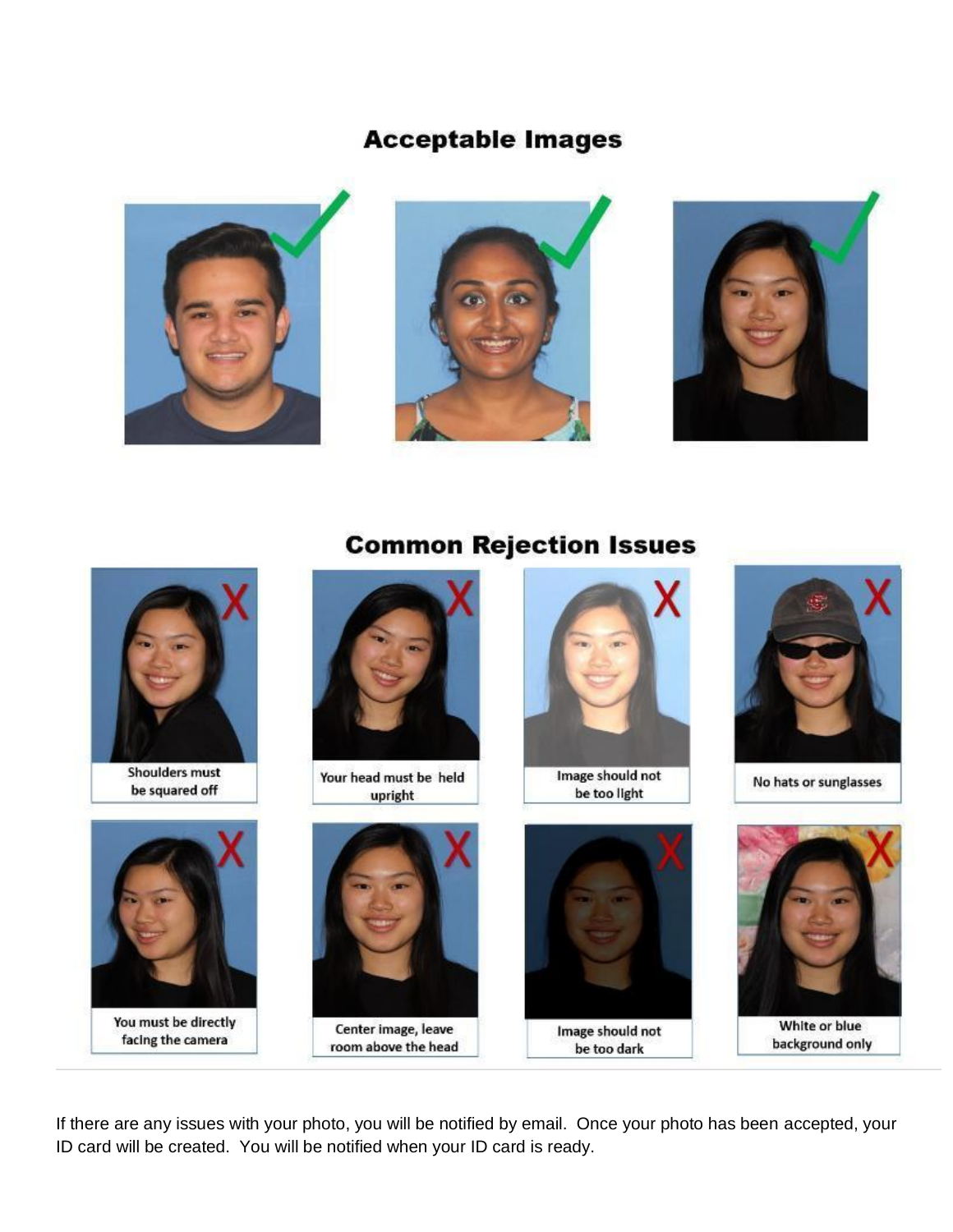## Acceptable Images

## Common Rejection Issues

Shoulders must be squared off

Your head must be held upright

Image should not be too light

No hats or sunglasses

You must be directly facing the camera

Center image, leave room above the head

Image should not be too dark

White or blue background only

If there are any issues with your photo, you will be notified by email. Once your photo has been accepted, your ID card will be created. You will be notified when your ID card is ready.